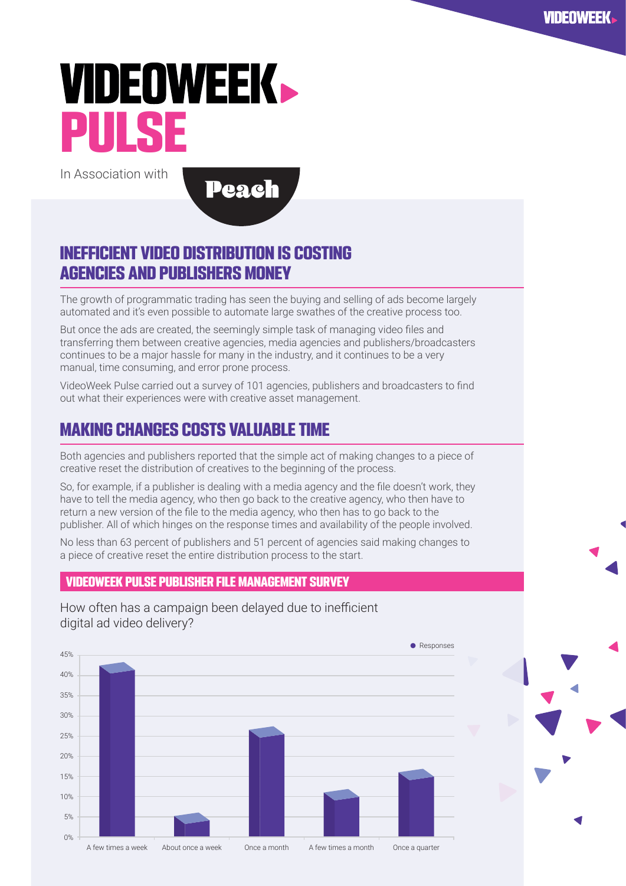# VIDEOWEEK PULSE

In Association with Peach

## INEFFICIENT VIDEO DISTRIBUTION IS COSTING AGENCIES AND PUBLISHERS MONEY

The growth of programmatic trading has seen the buying and selling of ads become largely automated and it's even possible to automate large swathes of the creative process too.

But once the ads are created, the seemingly simple task of managing video files and transferring them between creative agencies, media agencies and publishers/broadcasters continues to be a major hassle for many in the industry, and it continues to be a very manual, time consuming, and error prone process.

VideoWeek Pulse carried out a survey of 101 agencies, publishers and broadcasters to find out what their experiences were with creative asset management.

## MAKING CHANGES COSTS VALUABLE TIME

Both agencies and publishers reported that the simple act of making changes to a piece of creative reset the distribution of creatives to the beginning of the process.

So, for example, if a publisher is dealing with a media agency and the file doesn't work, they have to tell the media agency, who then go back to the creative agency, who then have to return a new version of the file to the media agency, who then has to go back to the publisher. All of which hinges on the response times and availability of the people involved.

No less than 63 percent of publishers and 51 percent of agencies said making changes to a piece of creative reset the entire distribution process to the start.

### VIDEOWEEK PULSE PUBLISHER FILE MANAGEMENT SURVEY

How often has a campaign been delayed due to inefficient digital ad video delivery?

| | Responses |
|---|---|
| A few times a week | ~41% |
| About once a week | ~4% |
| Once a month | ~25% |
| A few times a month | ~10% |
| Once a quarter | ~15% |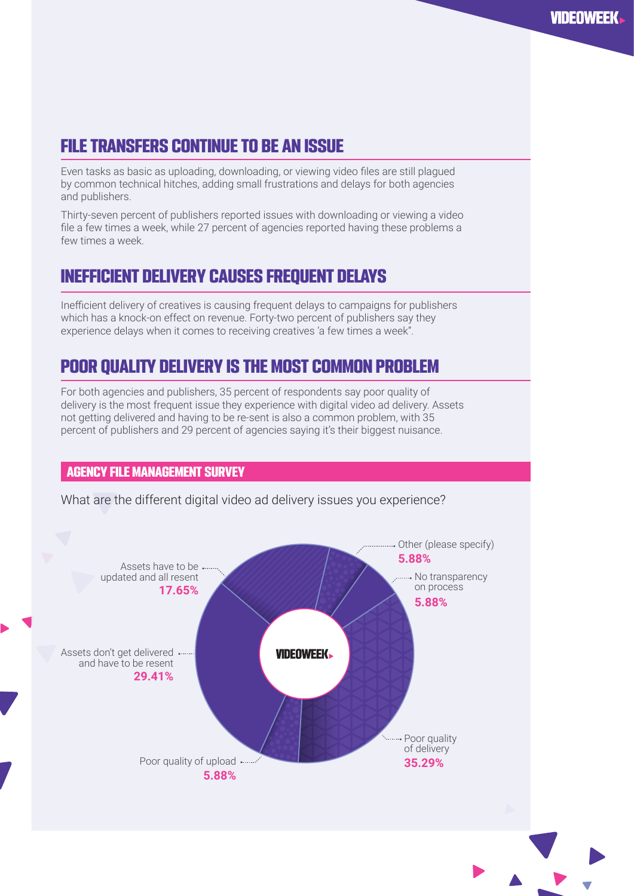## FILE TRANSFERS CONTINUE TO BE AN ISSUE

Even tasks as basic as uploading, downloading, or viewing video files are still plagued by common technical hitches, adding small frustrations and delays for both agencies and publishers.

Thirty-seven percent of publishers reported issues with downloading or viewing a video file a few times a week, while 27 percent of agencies reported having these problems a few times a week.

## INEFFICIENT DELIVERY CAUSES FREQUENT DELAYS

Inefficient delivery of creatives is causing frequent delays to campaigns for publishers which has a knock-on effect on revenue. Forty-two percent of publishers say they experience delays when it comes to receiving creatives 'a few times a week".

## POOR QUALITY DELIVERY IS THE MOST COMMON PROBLEM

For both agencies and publishers, 35 percent of respondents say poor quality of delivery is the most frequent issue they experience with digital video ad delivery. Assets not getting delivered and having to be re-sent is also a common problem, with 35 percent of publishers and 29 percent of agencies saying it's their biggest nuisance.

### AGENCY FILE MANAGEMENT SURVEY

What are the different digital video ad delivery issues you experience?

Other (please specify)
5.88%

No transparency on process
5.88%

Poor quality of delivery
35.29%

Poor quality of upload
5.88%

Assets don't get delivered and have to be resent
29.41%

Assets have to be updated and all resent
17.65%

VIDEOWEEK